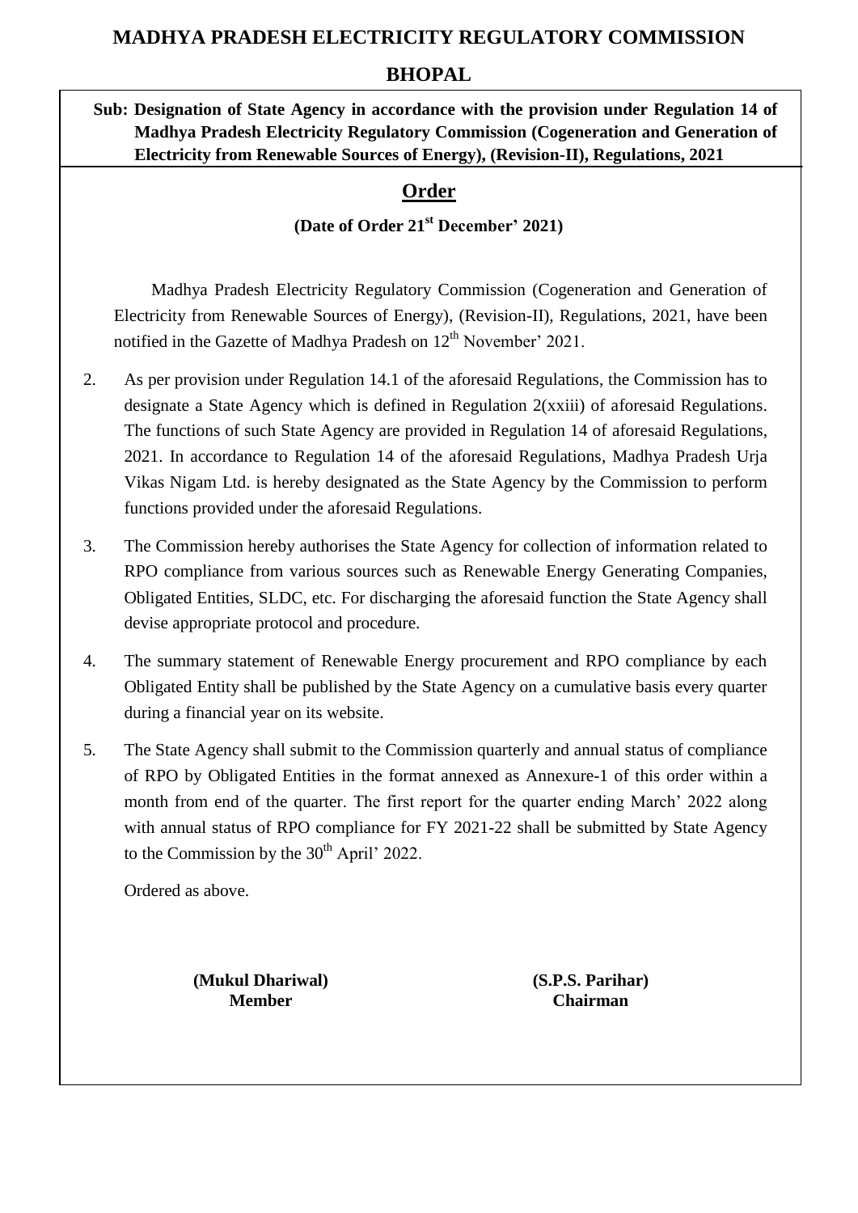# MADHYA PRADESH ELECTRICITY REGULATORY COMMISSION

## BHOPAL

**Sub: Designation of State Agency in accordance with the provision under Regulation 14 of Madhya Pradesh Electricity Regulatory Commission (Cogeneration and Generation of Electricity from Renewable Sources of Energy), (Revision-II), Regulations, 2021**

## Order

**(Date of Order 21st December' 2021)**

Madhya Pradesh Electricity Regulatory Commission (Cogeneration and Generation of Electricity from Renewable Sources of Energy), (Revision-II), Regulations, 2021, have been notified in the Gazette of Madhya Pradesh on 12th November' 2021.

2. As per provision under Regulation 14.1 of the aforesaid Regulations, the Commission has to designate a State Agency which is defined in Regulation 2(xxiii) of aforesaid Regulations. The functions of such State Agency are provided in Regulation 14 of aforesaid Regulations, 2021. In accordance to Regulation 14 of the aforesaid Regulations, Madhya Pradesh Urja Vikas Nigam Ltd. is hereby designated as the State Agency by the Commission to perform functions provided under the aforesaid Regulations.

3. The Commission hereby authorises the State Agency for collection of information related to RPO compliance from various sources such as Renewable Energy Generating Companies, Obligated Entities, SLDC, etc. For discharging the aforesaid function the State Agency shall devise appropriate protocol and procedure.

4. The summary statement of Renewable Energy procurement and RPO compliance by each Obligated Entity shall be published by the State Agency on a cumulative basis every quarter during a financial year on its website.

5. The State Agency shall submit to the Commission quarterly and annual status of compliance of RPO by Obligated Entities in the format annexed as Annexure-1 of this order within a month from end of the quarter. The first report for the quarter ending March' 2022 along with annual status of RPO compliance for FY 2021-22 shall be submitted by State Agency to the Commission by the 30th April' 2022.

Ordered as above.

**(Mukul Dhariwal)**
**Member**

**(S.P.S. Parihar)**
**Chairman**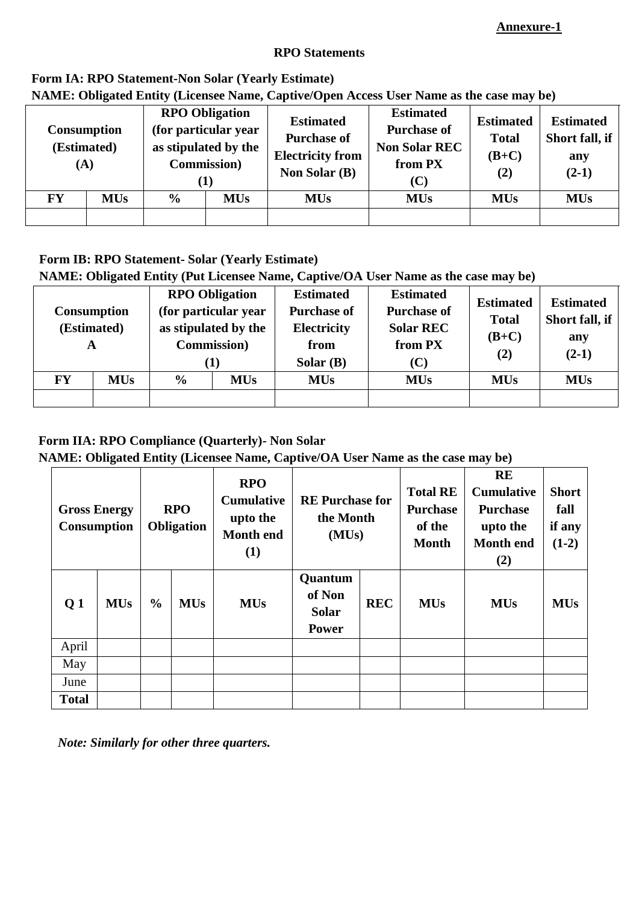**Annexure-1**

## RPO Statements

### Form IA: RPO Statement-Non Solar (Yearly Estimate)

**NAME: Obligated Entity (Licensee Name, Captive/Open Access User Name as the case may be)**

| Consumption (Estimated) (A) | | RPO Obligation (for particular year as stipulated by the Commission) (1) | | Estimated Purchase of Electricity from Non Solar (B) | Estimated Purchase of Non Solar REC from PX (C) | Estimated Total (B+C) (2) | Estimated Short fall, if any (2-1) |
|---|---|---|---|---|---|---|---|
| FY | MUs | % | MUs | MUs | MUs | MUs | MUs |
| | | | | | | | |

### Form IB: RPO Statement- Solar (Yearly Estimate)

**NAME: Obligated Entity (Put Licensee Name, Captive/OA User Name as the case may be)**

| Consumption (Estimated) A | | RPO Obligation (for particular year as stipulated by the Commission) (1) | | Estimated Purchase of Electricity from Solar (B) | Estimated Purchase of Solar REC from PX (C) | Estimated Total (B+C) (2) | Estimated Short fall, if any (2-1) |
|---|---|---|---|---|---|---|---|
| FY | MUs | % | MUs | MUs | MUs | MUs | MUs |
| | | | | | | | |

### Form IIA: RPO Compliance (Quarterly)- Non Solar

**NAME: Obligated Entity (Licensee Name, Captive/OA User Name as the case may be)**

| Gross Energy Consumption | | RPO Obligation | | RPO Cumulative upto the Month end (1) | RE Purchase for the Month (MUs) | | Total RE Purchase of the Month | RE Cumulative Purchase upto the Month end (2) | Short fall if any (1-2) |
|---|---|---|---|---|---|---|---|---|---|
| Q 1 | MUs | % | MUs | MUs | Quantum of Non Solar Power | REC | MUs | MUs | MUs |
| April | | | | | | | | | |
| May | | | | | | | | | |
| June | | | | | | | | | |
| **Total** | | | | | | | | | |

*Note: Similarly for other three quarters.*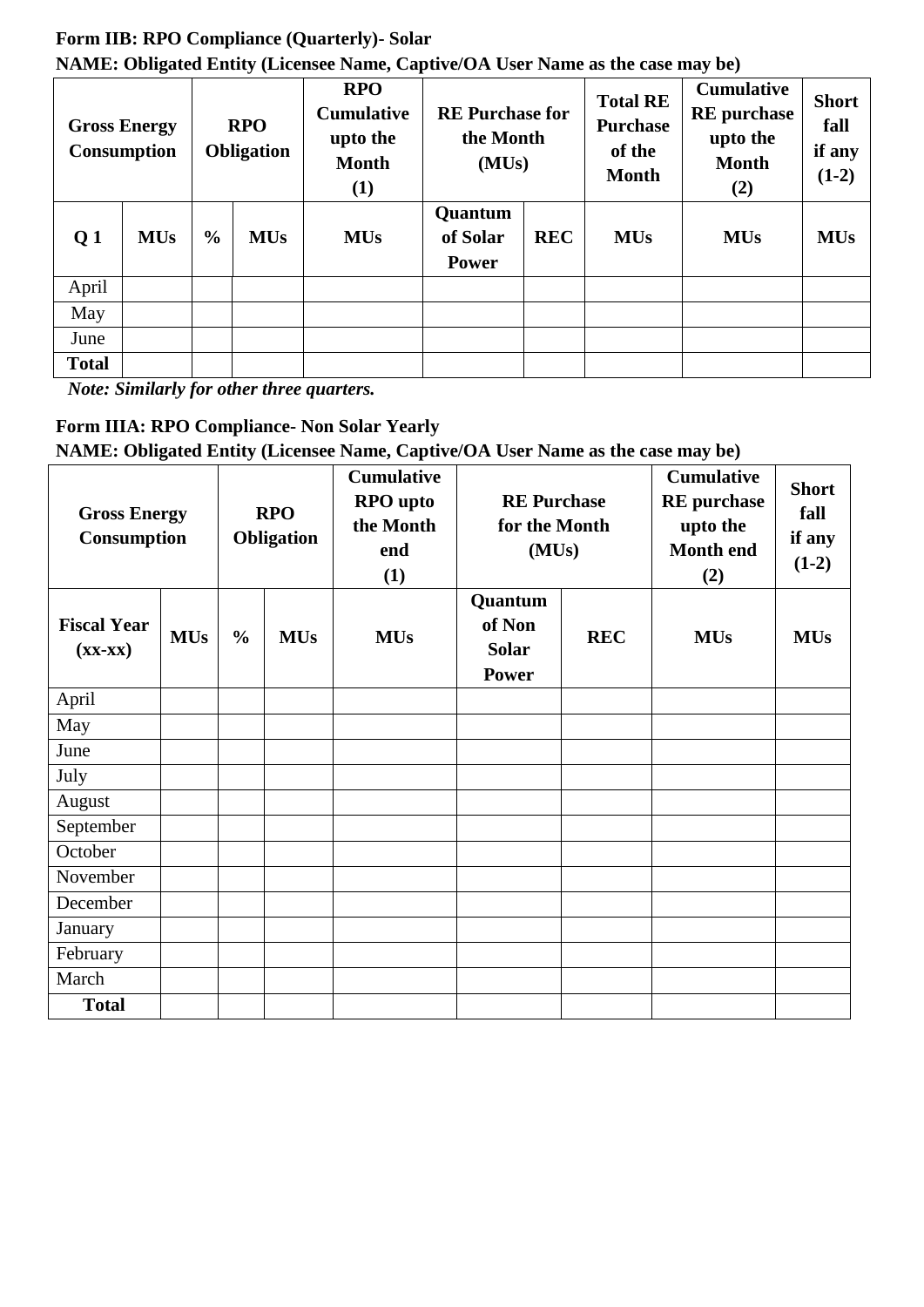**Form IIB: RPO Compliance (Quarterly)- Solar**

**NAME: Obligated Entity (Licensee Name, Captive/OA User Name as the case may be)**

| **Gross Energy Consumption** | | **RPO Obligation** | | **RPO Cumulative upto the Month (1)** | **RE Purchase for the Month (MUs)** | | **Total RE Purchase of the Month** | **Cumulative RE purchase upto the Month (2)** | **Short fall if any (1-2)** |
|---|---|---|---|---|---|---|---|---|---|
| **Q 1** | **MUs** | **%** | **MUs** | **MUs** | **Quantum of Solar Power** | **REC** | **MUs** | **MUs** | **MUs** |
| April | | | | | | | | | |
| May | | | | | | | | | |
| June | | | | | | | | | |
| **Total** | | | | | | | | | |

*Note: Similarly for other three quarters.*

**Form IIIA: RPO Compliance- Non Solar Yearly**

**NAME: Obligated Entity (Licensee Name, Captive/OA User Name as the case may be)**

| **Gross Energy Consumption** | | **RPO Obligation** | | **Cumulative RPO upto the Month end (1)** | **RE Purchase for the Month (MUs)** | | **Cumulative RE purchase upto the Month end (2)** | **Short fall if any (1-2)** |
|---|---|---|---|---|---|---|---|---|
| **Fiscal Year (xx-xx)** | **MUs** | **%** | **MUs** | **MUs** | **Quantum of Non Solar Power** | **REC** | **MUs** | **MUs** |
| April | | | | | | | | |
| May | | | | | | | | |
| June | | | | | | | | |
| July | | | | | | | | |
| August | | | | | | | | |
| September | | | | | | | | |
| October | | | | | | | | |
| November | | | | | | | | |
| December | | | | | | | | |
| January | | | | | | | | |
| February | | | | | | | | |
| March | | | | | | | | |
| **Total** | | | | | | | | |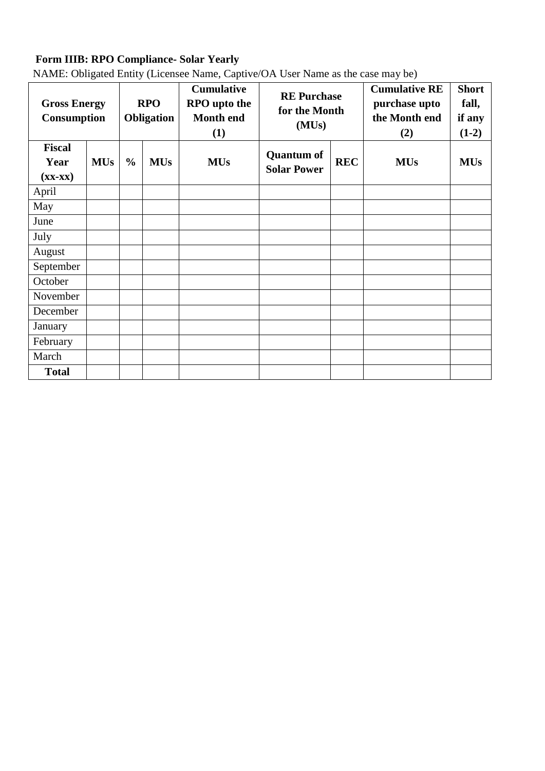**Form IIIB: RPO Compliance- Solar Yearly**

NAME: Obligated Entity (Licensee Name, Captive/OA User Name as the case may be)

| Gross Energy Consumption | | RPO Obligation | | Cumulative RPO upto the Month end (1) | RE Purchase for the Month (MUs) | | Cumulative RE purchase upto the Month end (2) | Short fall, if any (1-2) |
|---|---|---|---|---|---|---|---|---|
| Fiscal Year (xx-xx) | MUs | % | MUs | MUs | Quantum of Solar Power | REC | MUs | MUs |
| April | | | | | | | | |
| May | | | | | | | | |
| June | | | | | | | | |
| July | | | | | | | | |
| August | | | | | | | | |
| September | | | | | | | | |
| October | | | | | | | | |
| November | | | | | | | | |
| December | | | | | | | | |
| January | | | | | | | | |
| February | | | | | | | | |
| March | | | | | | | | |
| **Total** | | | | | | | | |